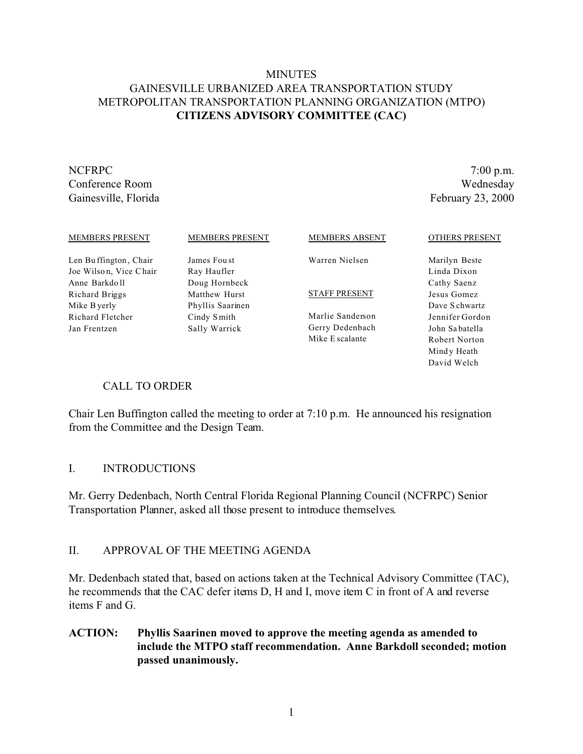# MINUTES
# GAINESVILLE URBANIZED AREA TRANSPORTATION STUDY
# METROPOLITAN TRANSPORTATION PLANNING ORGANIZATION (MTPO)
# **CITIZENS ADVISORY COMMITTEE (CAC)**

NCFRPC
Conference Room
Gainesville, Florida

7:00 p.m.
Wednesday
February 23, 2000

| MEMBERS PRESENT | MEMBERS PRESENT | MEMBERS ABSENT | OTHERS PRESENT |
|---|---|---|---|
| Len Buffington, Chair | James Foust | Warren Nielsen | Marilyn Beste |
| Joe Wilson, Vice Chair | Ray Haufler | | Linda Dixon |
| Anne Barkdoll | Doug Hornbeck | | Cathy Saenz |
| Richard Briggs | Matthew Hurst | STAFF PRESENT | Jesus Gomez |
| Mike Byerly | Phyllis Saarinen | | Dave Schwartz |
| Richard Fletcher | Cindy Smith | Marlie Sanderson | Jennifer Gordon |
| Jan Frentzen | Sally Warrick | Gerry Dedenbach | John Sabatella |
| | | Mike Escalante | Robert Norton |
| | | | Mindy Heath |
| | | | David Welch |

## CALL TO ORDER

Chair Len Buffington called the meeting to order at 7:10 p.m. He announced his resignation from the Committee and the Design Team.

## I. INTRODUCTIONS

Mr. Gerry Dedenbach, North Central Florida Regional Planning Council (NCFRPC) Senior Transportation Planner, asked all those present to introduce themselves.

## II. APPROVAL OF THE MEETING AGENDA

Mr. Dedenbach stated that, based on actions taken at the Technical Advisory Committee (TAC), he recommends that the CAC defer items D, H and I, move item C in front of A and reverse items F and G.

**ACTION: Phyllis Saarinen moved to approve the meeting agenda as amended to include the MTPO staff recommendation. Anne Barkdoll seconded; motion passed unanimously.**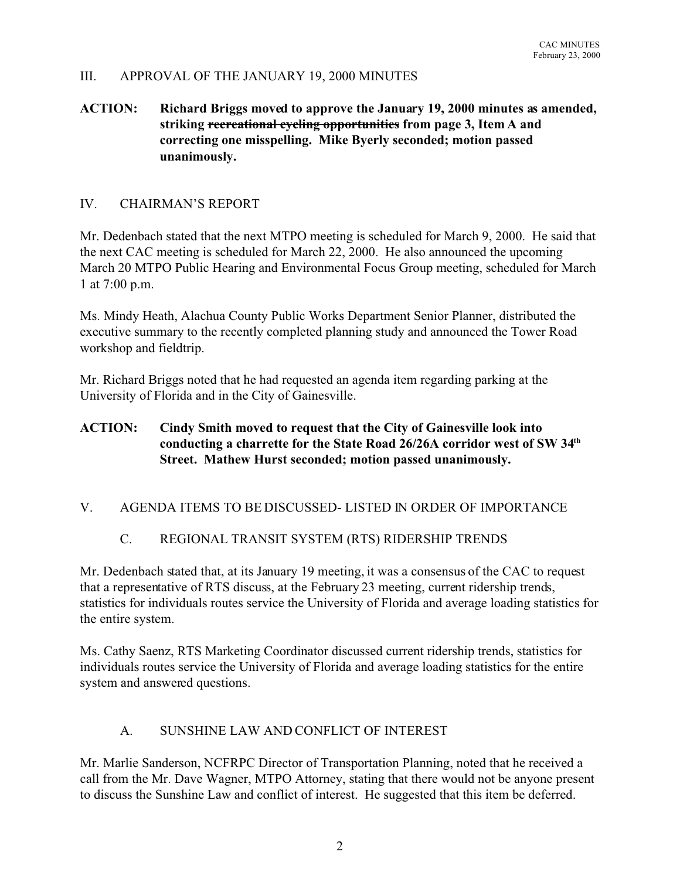## III. APPROVAL OF THE JANUARY 19, 2000 MINUTES

**ACTION: Richard Briggs moved to approve the January 19, 2000 minutes as amended, striking ~~recreational cycling opportunities~~ from page 3, Item A and correcting one misspelling. Mike Byerly seconded; motion passed unanimously.**

## IV. CHAIRMAN'S REPORT

Mr. Dedenbach stated that the next MTPO meeting is scheduled for March 9, 2000. He said that the next CAC meeting is scheduled for March 22, 2000. He also announced the upcoming March 20 MTPO Public Hearing and Environmental Focus Group meeting, scheduled for March 1 at 7:00 p.m.

Ms. Mindy Heath, Alachua County Public Works Department Senior Planner, distributed the executive summary to the recently completed planning study and announced the Tower Road workshop and fieldtrip.

Mr. Richard Briggs noted that he had requested an agenda item regarding parking at the University of Florida and in the City of Gainesville.

**ACTION: Cindy Smith moved to request that the City of Gainesville look into conducting a charrette for the State Road 26/26A corridor west of SW 34th Street. Mathew Hurst seconded; motion passed unanimously.**

## V. AGENDA ITEMS TO BE DISCUSSED- LISTED IN ORDER OF IMPORTANCE

### C. REGIONAL TRANSIT SYSTEM (RTS) RIDERSHIP TRENDS

Mr. Dedenbach stated that, at its January 19 meeting, it was a consensus of the CAC to request that a representative of RTS discuss, at the February 23 meeting, current ridership trends, statistics for individuals routes service the University of Florida and average loading statistics for the entire system.

Ms. Cathy Saenz, RTS Marketing Coordinator discussed current ridership trends, statistics for individuals routes service the University of Florida and average loading statistics for the entire system and answered questions.

### A. SUNSHINE LAW AND CONFLICT OF INTEREST

Mr. Marlie Sanderson, NCFRPC Director of Transportation Planning, noted that he received a call from the Mr. Dave Wagner, MTPO Attorney, stating that there would not be anyone present to discuss the Sunshine Law and conflict of interest. He suggested that this item be deferred.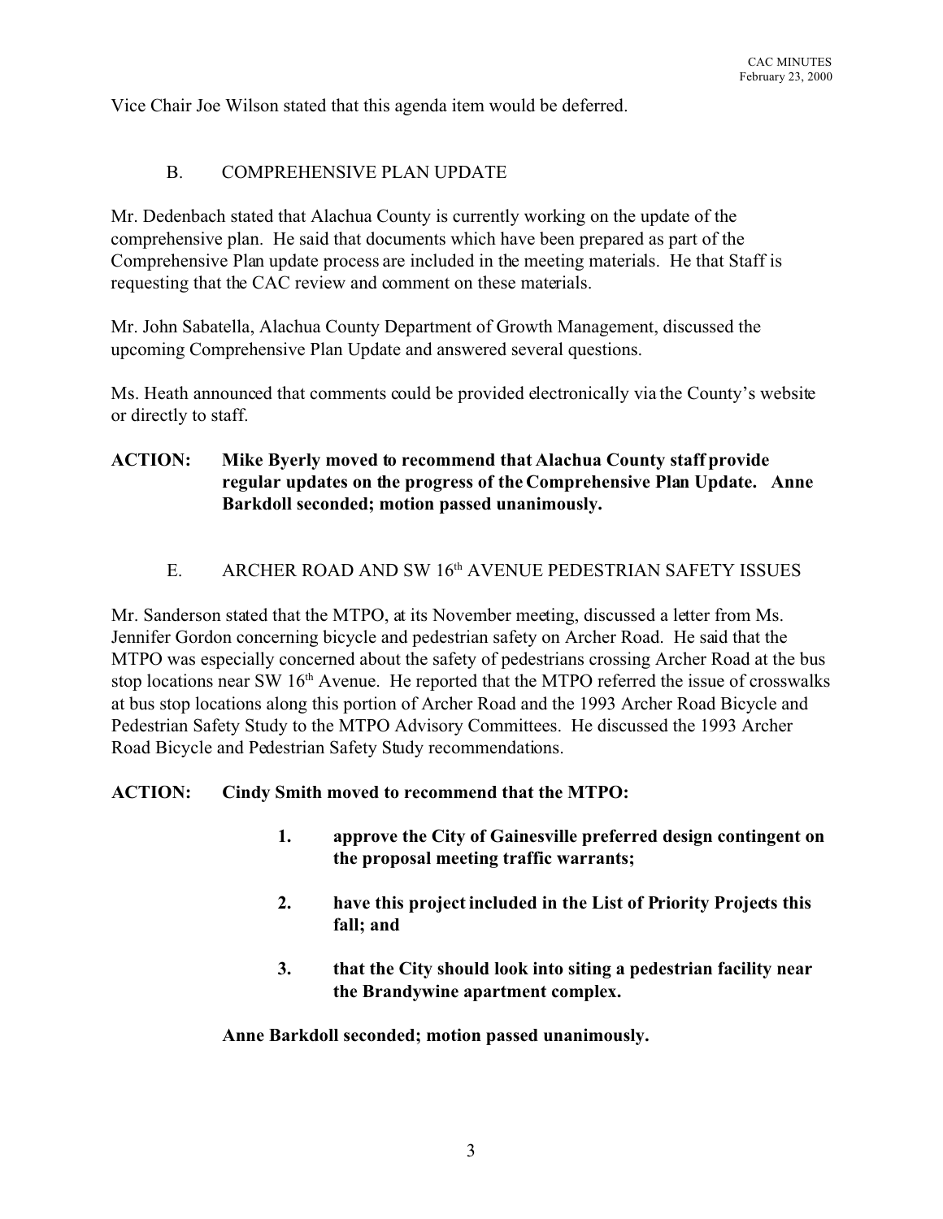Vice Chair Joe Wilson stated that this agenda item would be deferred.

## B. COMPREHENSIVE PLAN UPDATE

Mr. Dedenbach stated that Alachua County is currently working on the update of the comprehensive plan. He said that documents which have been prepared as part of the Comprehensive Plan update process are included in the meeting materials. He that Staff is requesting that the CAC review and comment on these materials.

Mr. John Sabatella, Alachua County Department of Growth Management, discussed the upcoming Comprehensive Plan Update and answered several questions.

Ms. Heath announced that comments could be provided electronically via the County's website or directly to staff.

**ACTION: Mike Byerly moved to recommend that Alachua County staff provide regular updates on the progress of the Comprehensive Plan Update. Anne Barkdoll seconded; motion passed unanimously.**

## E. ARCHER ROAD AND SW 16th AVENUE PEDESTRIAN SAFETY ISSUES

Mr. Sanderson stated that the MTPO, at its November meeting, discussed a letter from Ms. Jennifer Gordon concerning bicycle and pedestrian safety on Archer Road. He said that the MTPO was especially concerned about the safety of pedestrians crossing Archer Road at the bus stop locations near SW 16th Avenue. He reported that the MTPO referred the issue of crosswalks at bus stop locations along this portion of Archer Road and the 1993 Archer Road Bicycle and Pedestrian Safety Study to the MTPO Advisory Committees. He discussed the 1993 Archer Road Bicycle and Pedestrian Safety Study recommendations.

**ACTION: Cindy Smith moved to recommend that the MTPO:**

1. **approve the City of Gainesville preferred design contingent on the proposal meeting traffic warrants;**
2. **have this project included in the List of Priority Projects this fall; and**
3. **that the City should look into siting a pedestrian facility near the Brandywine apartment complex.**

**Anne Barkdoll seconded; motion passed unanimously.**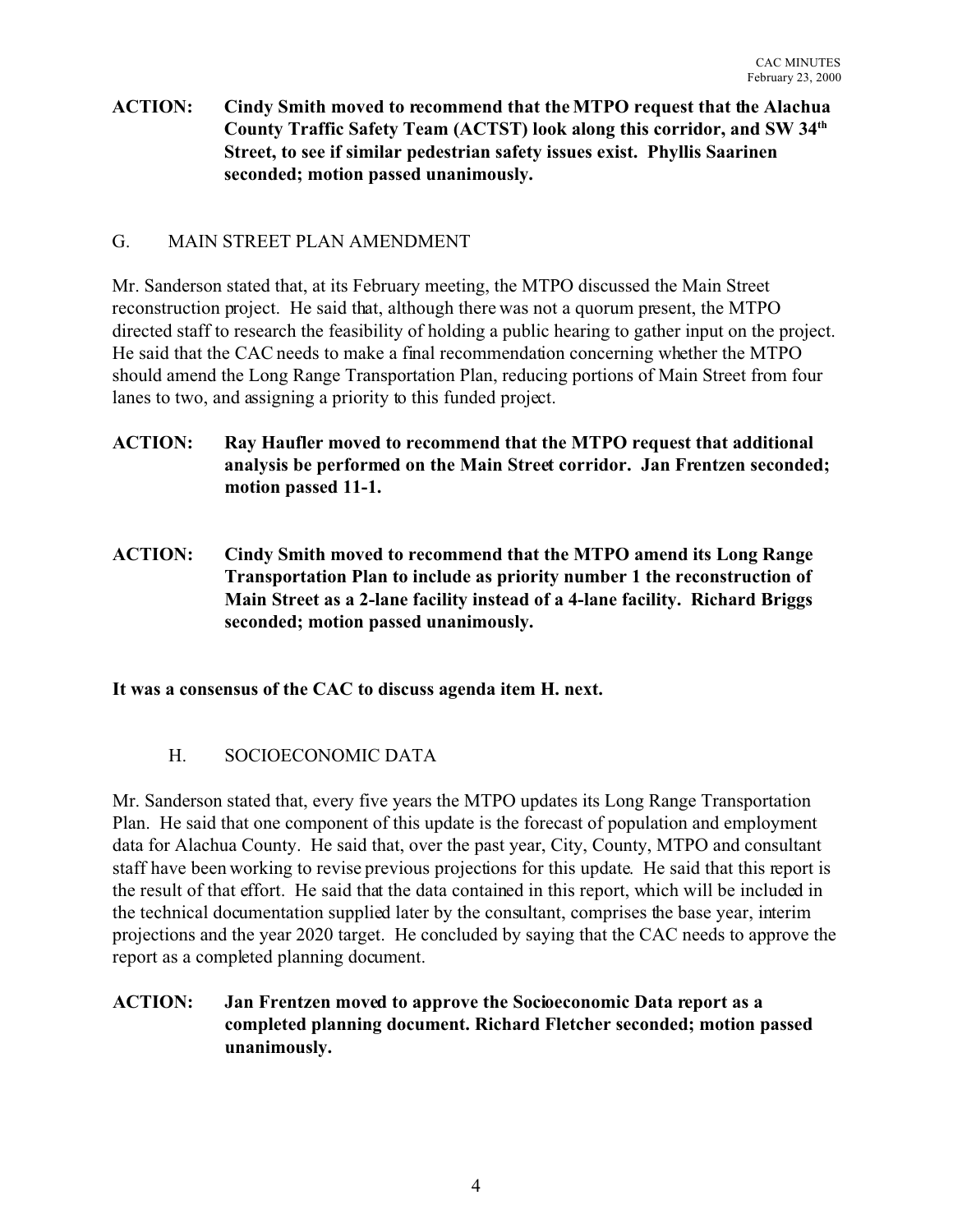**ACTION: Cindy Smith moved to recommend that the MTPO request that the Alachua County Traffic Safety Team (ACTST) look along this corridor, and SW 34th Street, to see if similar pedestrian safety issues exist. Phyllis Saarinen seconded; motion passed unanimously.**

## G. MAIN STREET PLAN AMENDMENT

Mr. Sanderson stated that, at its February meeting, the MTPO discussed the Main Street reconstruction project. He said that, although there was not a quorum present, the MTPO directed staff to research the feasibility of holding a public hearing to gather input on the project. He said that the CAC needs to make a final recommendation concerning whether the MTPO should amend the Long Range Transportation Plan, reducing portions of Main Street from four lanes to two, and assigning a priority to this funded project.

**ACTION: Ray Haufler moved to recommend that the MTPO request that additional analysis be performed on the Main Street corridor. Jan Frentzen seconded; motion passed 11-1.**

**ACTION: Cindy Smith moved to recommend that the MTPO amend its Long Range Transportation Plan to include as priority number 1 the reconstruction of Main Street as a 2-lane facility instead of a 4-lane facility. Richard Briggs seconded; motion passed unanimously.**

**It was a consensus of the CAC to discuss agenda item H. next.**

## H. SOCIOECONOMIC DATA

Mr. Sanderson stated that, every five years the MTPO updates its Long Range Transportation Plan. He said that one component of this update is the forecast of population and employment data for Alachua County. He said that, over the past year, City, County, MTPO and consultant staff have been working to revise previous projections for this update. He said that this report is the result of that effort. He said that the data contained in this report, which will be included in the technical documentation supplied later by the consultant, comprises the base year, interim projections and the year 2020 target. He concluded by saying that the CAC needs to approve the report as a completed planning document.

**ACTION: Jan Frentzen moved to approve the Socioeconomic Data report as a completed planning document. Richard Fletcher seconded; motion passed unanimously.**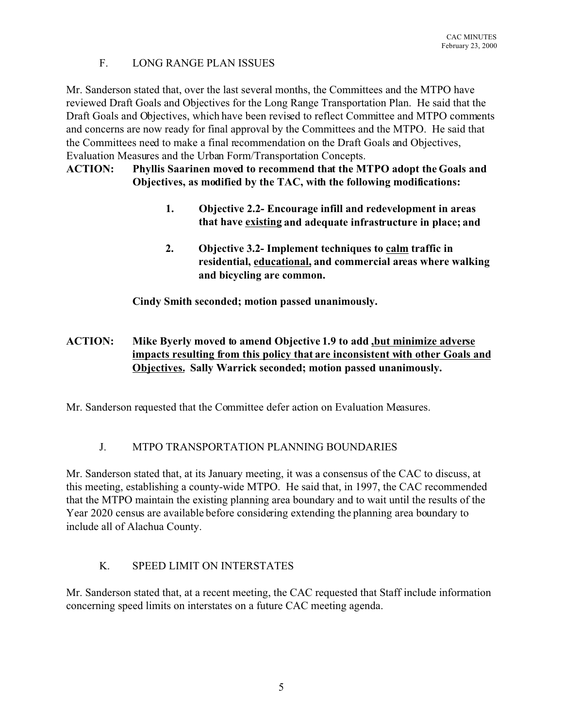## F. LONG RANGE PLAN ISSUES

Mr. Sanderson stated that, over the last several months, the Committees and the MTPO have reviewed Draft Goals and Objectives for the Long Range Transportation Plan. He said that the Draft Goals and Objectives, which have been revised to reflect Committee and MTPO comments and concerns are now ready for final approval by the Committees and the MTPO. He said that the Committees need to make a final recommendation on the Draft Goals and Objectives, Evaluation Measures and the Urban Form/Transportation Concepts.

**ACTION: Phyllis Saarinen moved to recommend that the MTPO adopt the Goals and Objectives, as modified by the TAC, with the following modifications:**

> **1. Objective 2.2- Encourage infill and redevelopment in areas that have <u>existing</u> and adequate infrastructure in place; and**
>
> **2. Objective 3.2- Implement techniques to <u>calm</u> traffic in residential, <u>educational,</u> and commercial areas where walking and bicycling are common.**

**Cindy Smith seconded; motion passed unanimously.**

**ACTION: Mike Byerly moved to amend Objective 1.9 to add <u>,but minimize adverse impacts resulting from this policy that are inconsistent with other Goals and Objectives.</u> Sally Warrick seconded; motion passed unanimously.**

Mr. Sanderson requested that the Committee defer action on Evaluation Measures.

## J. MTPO TRANSPORTATION PLANNING BOUNDARIES

Mr. Sanderson stated that, at its January meeting, it was a consensus of the CAC to discuss, at this meeting, establishing a county-wide MTPO. He said that, in 1997, the CAC recommended that the MTPO maintain the existing planning area boundary and to wait until the results of the Year 2020 census are available before considering extending the planning area boundary to include all of Alachua County.

## K. SPEED LIMIT ON INTERSTATES

Mr. Sanderson stated that, at a recent meeting, the CAC requested that Staff include information concerning speed limits on interstates on a future CAC meeting agenda.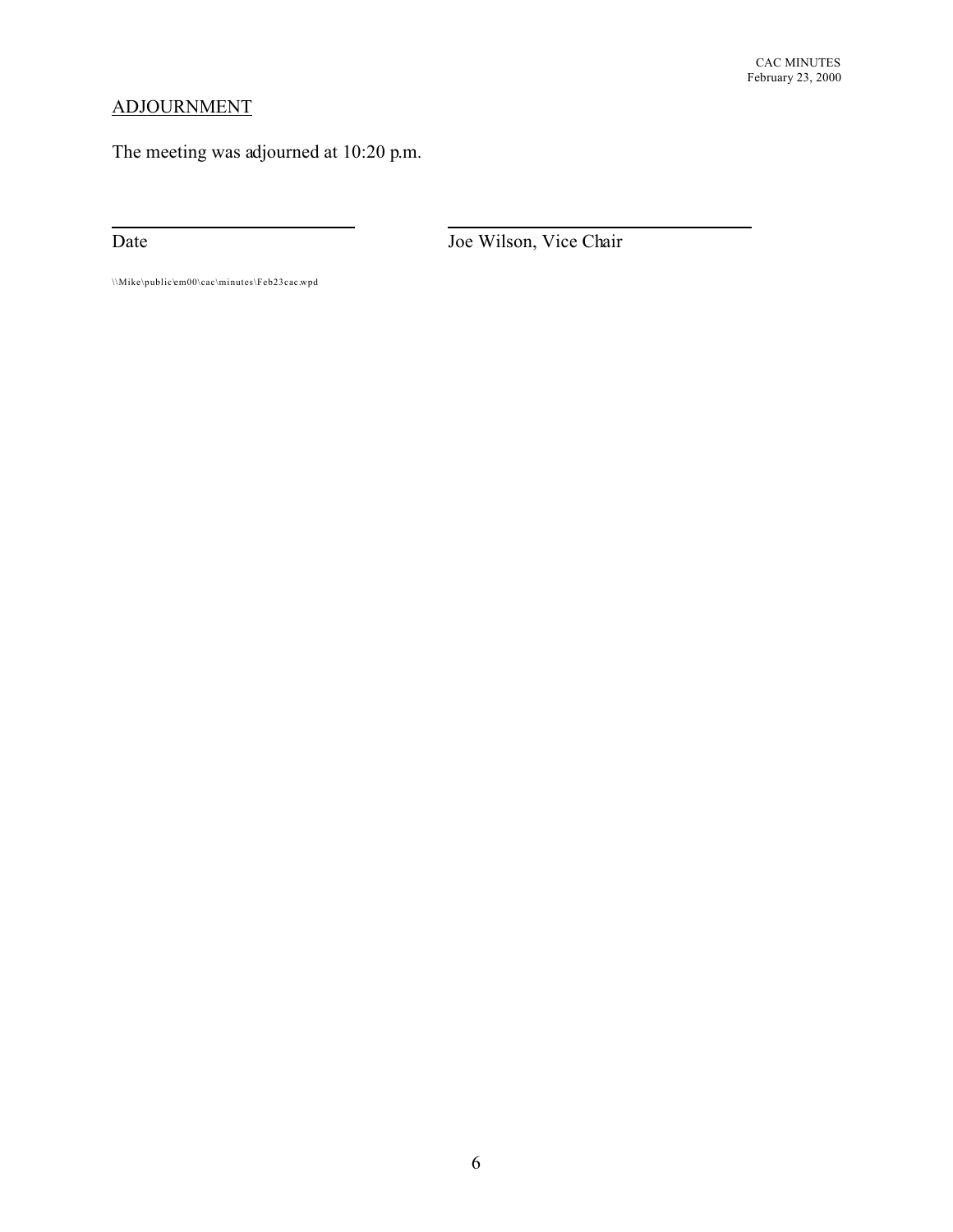## ADJOURNMENT

The meeting was adjourned at 10:20 p.m.

______________________________ ______________________________

Date Joe Wilson, Vice Chair

\\Mike\public\em00\cac\minutes\Feb23cac.wpd